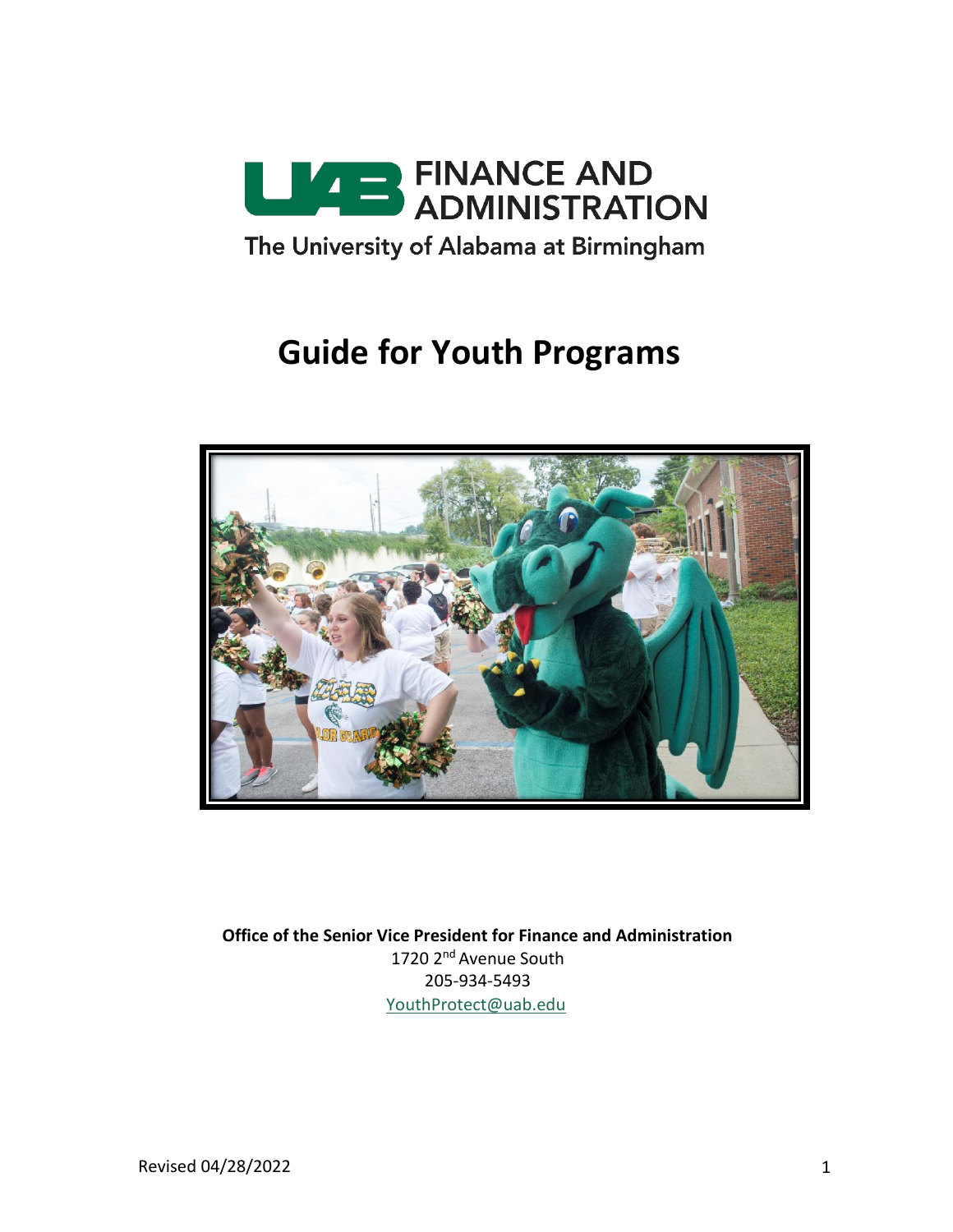UAB FINANCE AND ADMINISTRATION

The University of Alabama at Birmingham

# Guide for Youth Programs

**Office of the Senior Vice President for Finance and Administration**

1720 2nd Avenue South

205-934-5493

YouthProtect@uab.edu

Revised 04/28/2022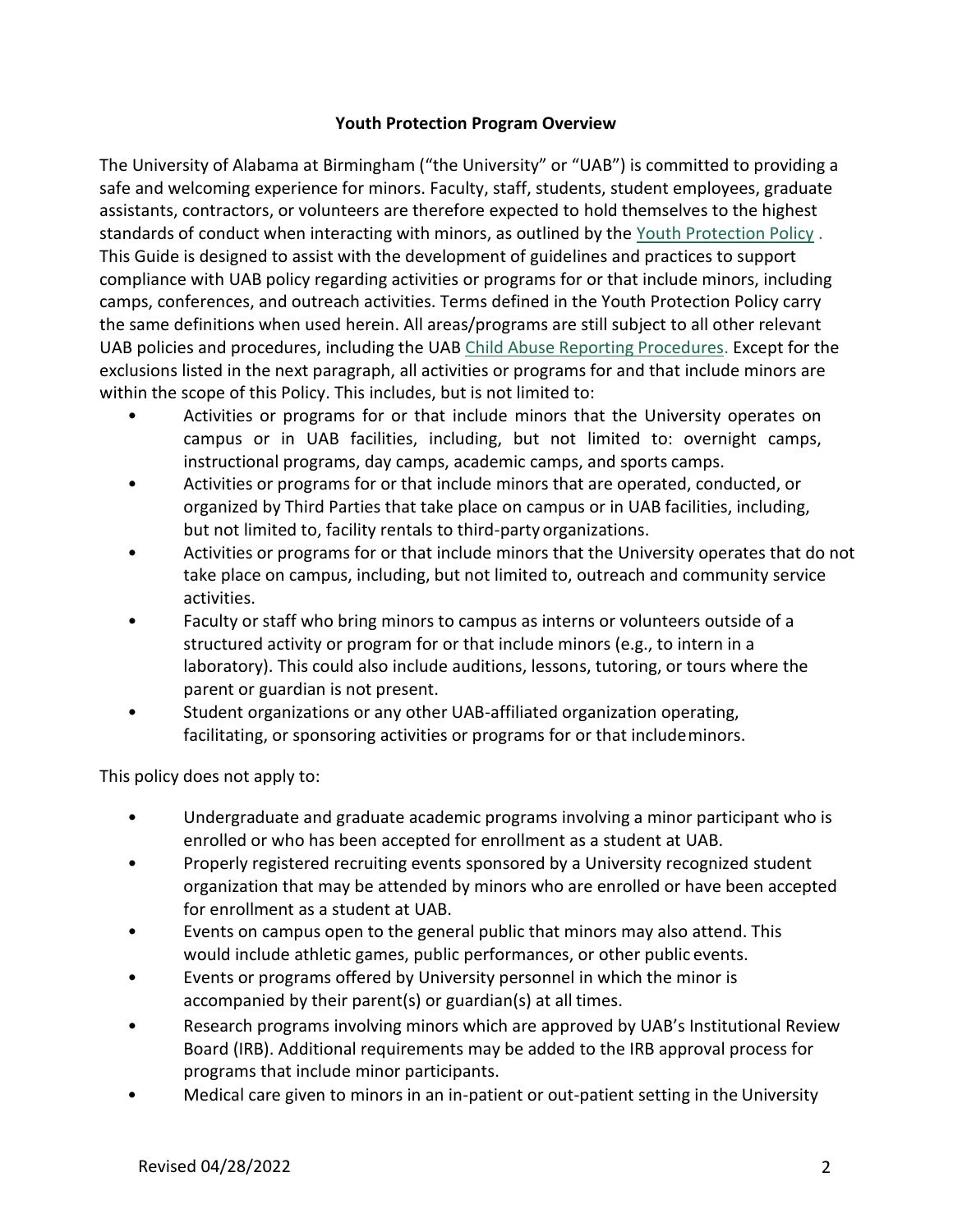## Youth Protection Program Overview

The University of Alabama at Birmingham ("the University" or "UAB") is committed to providing a safe and welcoming experience for minors. Faculty, staff, students, student employees, graduate assistants, contractors, or volunteers are therefore expected to hold themselves to the highest standards of conduct when interacting with minors, as outlined by the Youth Protection Policy . This Guide is designed to assist with the development of guidelines and practices to support compliance with UAB policy regarding activities or programs for or that include minors, including camps, conferences, and outreach activities. Terms defined in the Youth Protection Policy carry the same definitions when used herein. All areas/programs are still subject to all other relevant UAB policies and procedures, including the UAB Child Abuse Reporting Procedures. Except for the exclusions listed in the next paragraph, all activities or programs for and that include minors are within the scope of this Policy. This includes, but is not limited to:

- Activities or programs for or that include minors that the University operates on campus or in UAB facilities, including, but not limited to: overnight camps, instructional programs, day camps, academic camps, and sports camps.
- Activities or programs for or that include minors that are operated, conducted, or organized by Third Parties that take place on campus or in UAB facilities, including, but not limited to, facility rentals to third-party organizations.
- Activities or programs for or that include minors that the University operates that do not take place on campus, including, but not limited to, outreach and community service activities.
- Faculty or staff who bring minors to campus as interns or volunteers outside of a structured activity or program for or that include minors (e.g., to intern in a laboratory). This could also include auditions, lessons, tutoring, or tours where the parent or guardian is not present.
- Student organizations or any other UAB-affiliated organization operating, facilitating, or sponsoring activities or programs for or that include minors.

This policy does not apply to:

- Undergraduate and graduate academic programs involving a minor participant who is enrolled or who has been accepted for enrollment as a student at UAB.
- Properly registered recruiting events sponsored by a University recognized student organization that may be attended by minors who are enrolled or have been accepted for enrollment as a student at UAB.
- Events on campus open to the general public that minors may also attend. This would include athletic games, public performances, or other public events.
- Events or programs offered by University personnel in which the minor is accompanied by their parent(s) or guardian(s) at all times.
- Research programs involving minors which are approved by UAB's Institutional Review Board (IRB). Additional requirements may be added to the IRB approval process for programs that include minor participants.
- Medical care given to minors in an in-patient or out-patient setting in the University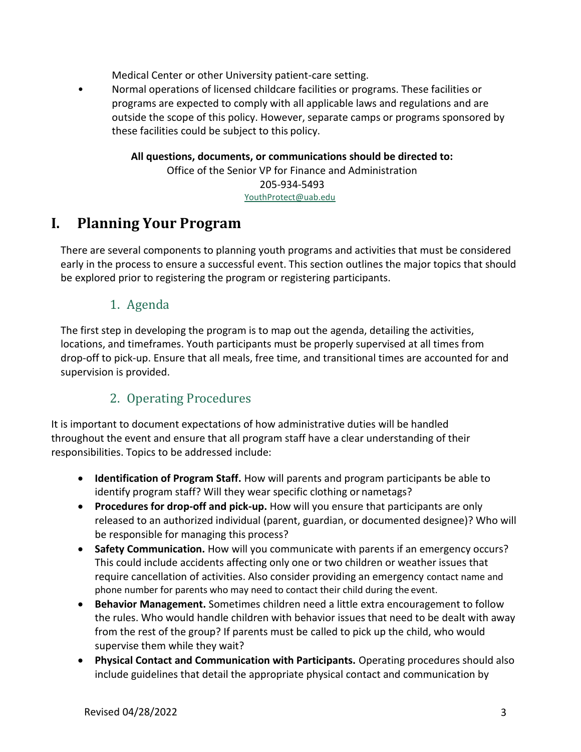Medical Center or other University patient-care setting.

- Normal operations of licensed childcare facilities or programs. These facilities or programs are expected to comply with all applicable laws and regulations and are outside the scope of this policy. However, separate camps or programs sponsored by these facilities could be subject to this policy.

**All questions, documents, or communications should be directed to:**
Office of the Senior VP for Finance and Administration
205-934-5493
YouthProtect@uab.edu

# I. Planning Your Program

There are several components to planning youth programs and activities that must be considered early in the process to ensure a successful event. This section outlines the major topics that should be explored prior to registering the program or registering participants.

## 1. Agenda

The first step in developing the program is to map out the agenda, detailing the activities, locations, and timeframes. Youth participants must be properly supervised at all times from drop-off to pick-up. Ensure that all meals, free time, and transitional times are accounted for and supervision is provided.

## 2. Operating Procedures

It is important to document expectations of how administrative duties will be handled throughout the event and ensure that all program staff have a clear understanding of their responsibilities. Topics to be addressed include:

- **Identification of Program Staff.** How will parents and program participants be able to identify program staff? Will they wear specific clothing or nametags?
- **Procedures for drop-off and pick-up.** How will you ensure that participants are only released to an authorized individual (parent, guardian, or documented designee)? Who will be responsible for managing this process?
- **Safety Communication.** How will you communicate with parents if an emergency occurs? This could include accidents affecting only one or two children or weather issues that require cancellation of activities. Also consider providing an emergency contact name and phone number for parents who may need to contact their child during the event.
- **Behavior Management.** Sometimes children need a little extra encouragement to follow the rules. Who would handle children with behavior issues that need to be dealt with away from the rest of the group? If parents must be called to pick up the child, who would supervise them while they wait?
- **Physical Contact and Communication with Participants.** Operating procedures should also include guidelines that detail the appropriate physical contact and communication by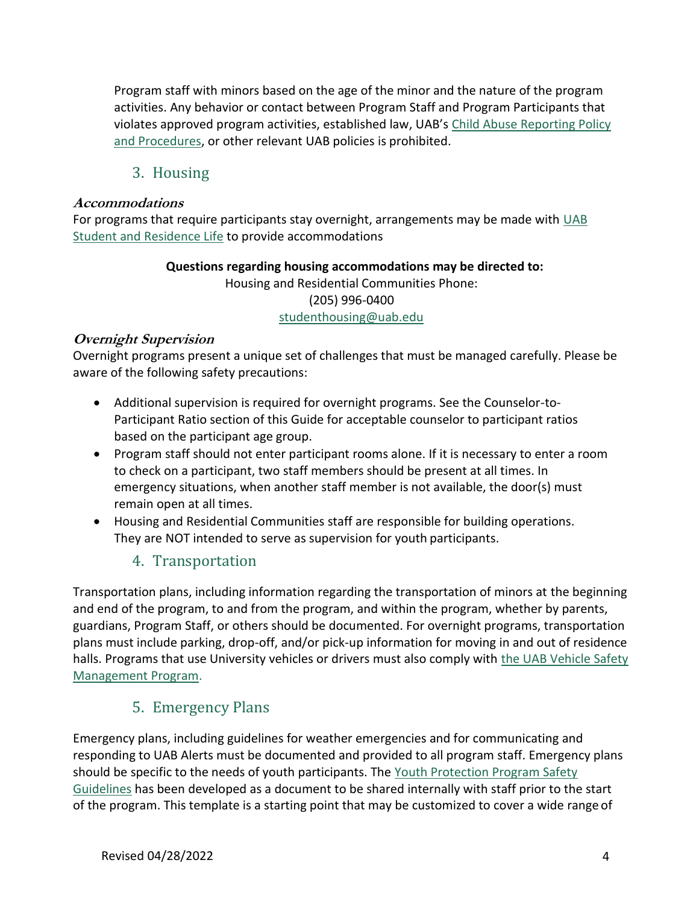Program staff with minors based on the age of the minor and the nature of the program activities. Any behavior or contact between Program Staff and Program Participants that violates approved program activities, established law, UAB's Child Abuse Reporting Policy and Procedures, or other relevant UAB policies is prohibited.

## 3. Housing

### *Accommodations*

For programs that require participants stay overnight, arrangements may be made with UAB Student and Residence Life to provide accommodations

**Questions regarding housing accommodations may be directed to:**
Housing and Residential Communities Phone:
(205) 996-0400
studenthousing@uab.edu

### *Overnight Supervision*

Overnight programs present a unique set of challenges that must be managed carefully. Please be aware of the following safety precautions:

- Additional supervision is required for overnight programs. See the Counselor-to-Participant Ratio section of this Guide for acceptable counselor to participant ratios based on the participant age group.
- Program staff should not enter participant rooms alone. If it is necessary to enter a room to check on a participant, two staff members should be present at all times. In emergency situations, when another staff member is not available, the door(s) must remain open at all times.
- Housing and Residential Communities staff are responsible for building operations. They are NOT intended to serve as supervision for youth participants.

## 4. Transportation

Transportation plans, including information regarding the transportation of minors at the beginning and end of the program, to and from the program, and within the program, whether by parents, guardians, Program Staff, or others should be documented. For overnight programs, transportation plans must include parking, drop-off, and/or pick-up information for moving in and out of residence halls. Programs that use University vehicles or drivers must also comply with the UAB Vehicle Safety Management Program.

## 5. Emergency Plans

Emergency plans, including guidelines for weather emergencies and for communicating and responding to UAB Alerts must be documented and provided to all program staff. Emergency plans should be specific to the needs of youth participants. The Youth Protection Program Safety Guidelines has been developed as a document to be shared internally with staff prior to the start of the program. This template is a starting point that may be customized to cover a wide range of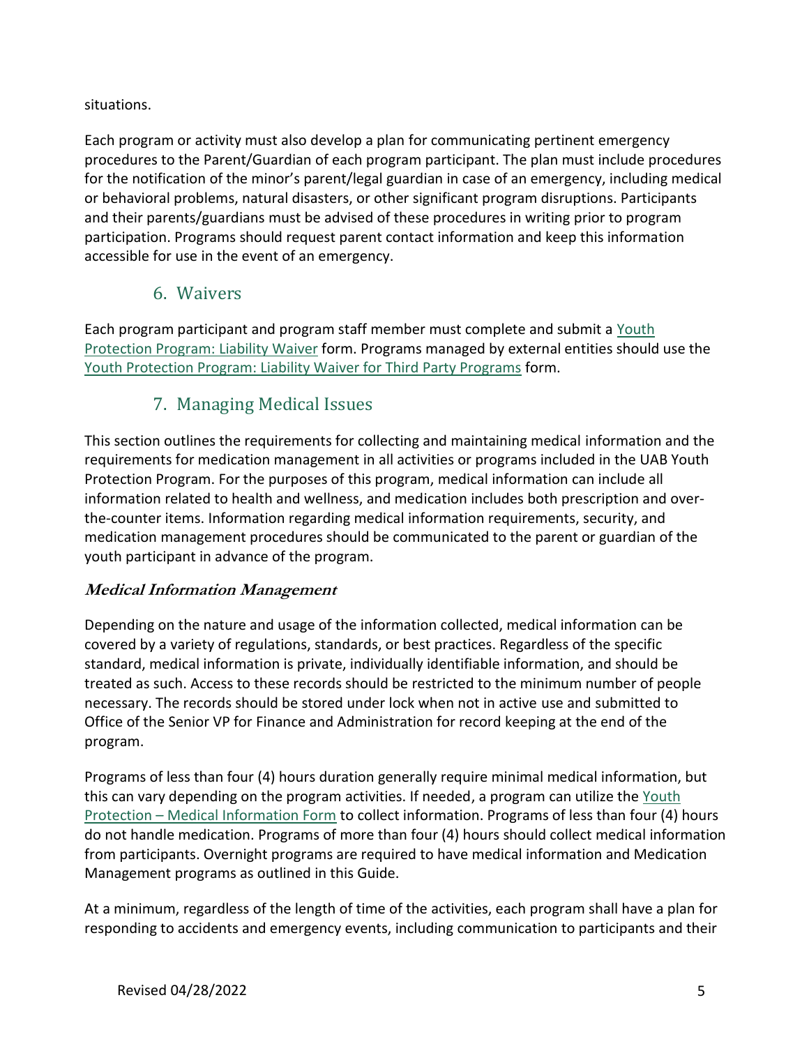situations.

Each program or activity must also develop a plan for communicating pertinent emergency procedures to the Parent/Guardian of each program participant. The plan must include procedures for the notification of the minor's parent/legal guardian in case of an emergency, including medical or behavioral problems, natural disasters, or other significant program disruptions. Participants and their parents/guardians must be advised of these procedures in writing prior to program participation. Programs should request parent contact information and keep this information accessible for use in the event of an emergency.

## 6. Waivers

Each program participant and program staff member must complete and submit a Youth Protection Program: Liability Waiver form. Programs managed by external entities should use the Youth Protection Program: Liability Waiver for Third Party Programs form.

## 7. Managing Medical Issues

This section outlines the requirements for collecting and maintaining medical information and the requirements for medication management in all activities or programs included in the UAB Youth Protection Program. For the purposes of this program, medical information can include all information related to health and wellness, and medication includes both prescription and over-the-counter items. Information regarding medical information requirements, security, and medication management procedures should be communicated to the parent or guardian of the youth participant in advance of the program.

### *Medical Information Management*

Depending on the nature and usage of the information collected, medical information can be covered by a variety of regulations, standards, or best practices. Regardless of the specific standard, medical information is private, individually identifiable information, and should be treated as such. Access to these records should be restricted to the minimum number of people necessary. The records should be stored under lock when not in active use and submitted to Office of the Senior VP for Finance and Administration for record keeping at the end of the program.

Programs of less than four (4) hours duration generally require minimal medical information, but this can vary depending on the program activities. If needed, a program can utilize the Youth Protection – Medical Information Form to collect information. Programs of less than four (4) hours do not handle medication. Programs of more than four (4) hours should collect medical information from participants. Overnight programs are required to have medical information and Medication Management programs as outlined in this Guide.

At a minimum, regardless of the length of time of the activities, each program shall have a plan for responding to accidents and emergency events, including communication to participants and their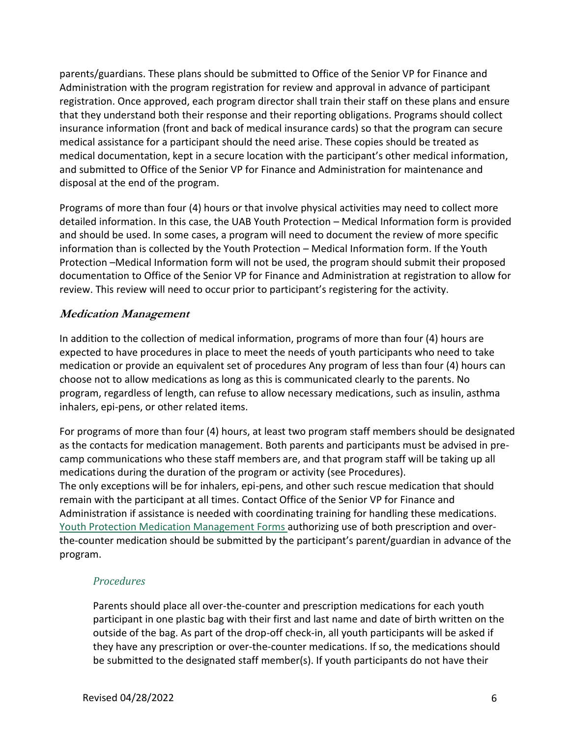parents/guardians. These plans should be submitted to Office of the Senior VP for Finance and Administration with the program registration for review and approval in advance of participant registration. Once approved, each program director shall train their staff on these plans and ensure that they understand both their response and their reporting obligations. Programs should collect insurance information (front and back of medical insurance cards) so that the program can secure medical assistance for a participant should the need arise. These copies should be treated as medical documentation, kept in a secure location with the participant's other medical information, and submitted to Office of the Senior VP for Finance and Administration for maintenance and disposal at the end of the program.

Programs of more than four (4) hours or that involve physical activities may need to collect more detailed information. In this case, the UAB Youth Protection – Medical Information form is provided and should be used. In some cases, a program will need to document the review of more specific information than is collected by the Youth Protection – Medical Information form. If the Youth Protection –Medical Information form will not be used, the program should submit their proposed documentation to Office of the Senior VP for Finance and Administration at registration to allow for review. This review will need to occur prior to participant's registering for the activity.

### *Medication Management*

In addition to the collection of medical information, programs of more than four (4) hours are expected to have procedures in place to meet the needs of youth participants who need to take medication or provide an equivalent set of procedures Any program of less than four (4) hours can choose not to allow medications as long as this is communicated clearly to the parents. No program, regardless of length, can refuse to allow necessary medications, such as insulin, asthma inhalers, epi-pens, or other related items.

For programs of more than four (4) hours, at least two program staff members should be designated as the contacts for medication management. Both parents and participants must be advised in pre-camp communications who these staff members are, and that program staff will be taking up all medications during the duration of the program or activity (see Procedures).
The only exceptions will be for inhalers, epi-pens, and other such rescue medication that should remain with the participant at all times. Contact Office of the Senior VP for Finance and Administration if assistance is needed with coordinating training for handling these medications. Youth Protection Medication Management Forms authorizing use of both prescription and over-the-counter medication should be submitted by the participant's parent/guardian in advance of the program.

#### *Procedures*

Parents should place all over-the-counter and prescription medications for each youth participant in one plastic bag with their first and last name and date of birth written on the outside of the bag. As part of the drop-off check-in, all youth participants will be asked if they have any prescription or over-the-counter medications. If so, the medications should be submitted to the designated staff member(s). If youth participants do not have their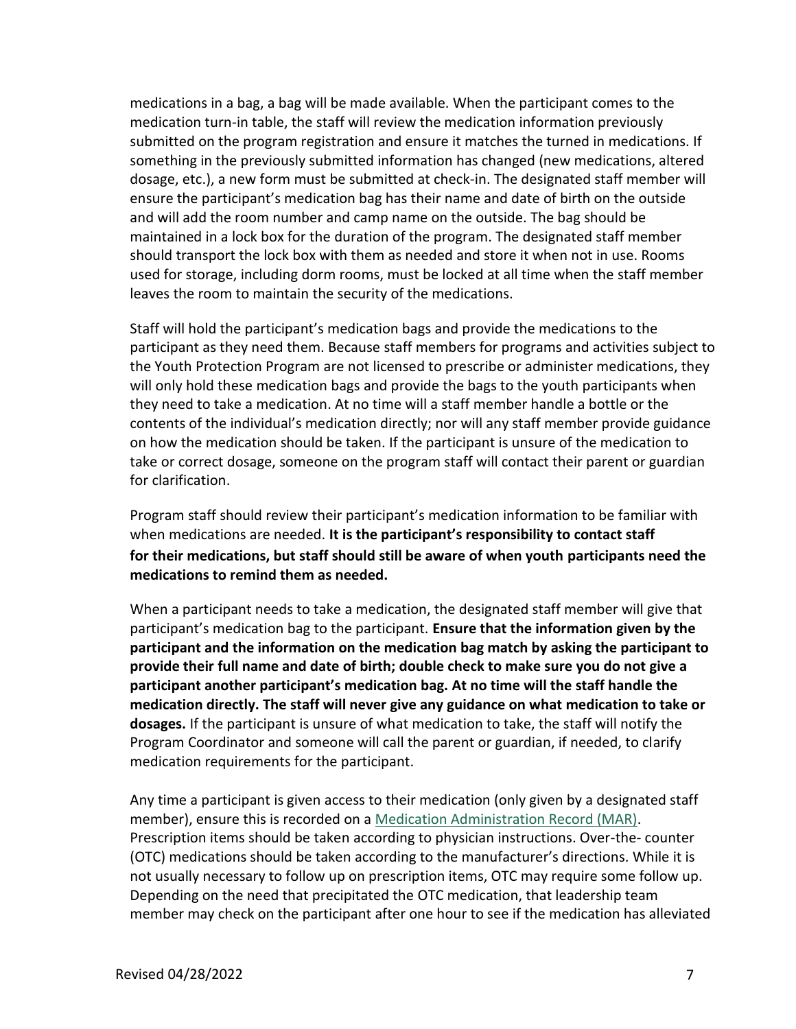medications in a bag, a bag will be made available. When the participant comes to the medication turn-in table, the staff will review the medication information previously submitted on the program registration and ensure it matches the turned in medications. If something in the previously submitted information has changed (new medications, altered dosage, etc.), a new form must be submitted at check-in. The designated staff member will ensure the participant's medication bag has their name and date of birth on the outside and will add the room number and camp name on the outside. The bag should be maintained in a lock box for the duration of the program. The designated staff member should transport the lock box with them as needed and store it when not in use. Rooms used for storage, including dorm rooms, must be locked at all time when the staff member leaves the room to maintain the security of the medications.

Staff will hold the participant's medication bags and provide the medications to the participant as they need them. Because staff members for programs and activities subject to the Youth Protection Program are not licensed to prescribe or administer medications, they will only hold these medication bags and provide the bags to the youth participants when they need to take a medication. At no time will a staff member handle a bottle or the contents of the individual's medication directly; nor will any staff member provide guidance on how the medication should be taken. If the participant is unsure of the medication to take or correct dosage, someone on the program staff will contact their parent or guardian for clarification.

Program staff should review their participant's medication information to be familiar with when medications are needed. **It is the participant's responsibility to contact staff for their medications, but staff should still be aware of when youth participants need the medications to remind them as needed.**

When a participant needs to take a medication, the designated staff member will give that participant's medication bag to the participant. **Ensure that the information given by the participant and the information on the medication bag match by asking the participant to provide their full name and date of birth; double check to make sure you do not give a participant another participant's medication bag. At no time will the staff handle the medication directly. The staff will never give any guidance on what medication to take or dosages.** If the participant is unsure of what medication to take, the staff will notify the Program Coordinator and someone will call the parent or guardian, if needed, to clarify medication requirements for the participant.

Any time a participant is given access to their medication (only given by a designated staff member), ensure this is recorded on a [Medication Administration Record (MAR)](). Prescription items should be taken according to physician instructions. Over-the- counter (OTC) medications should be taken according to the manufacturer's directions. While it is not usually necessary to follow up on prescription items, OTC may require some follow up. Depending on the need that precipitated the OTC medication, that leadership team member may check on the participant after one hour to see if the medication has alleviated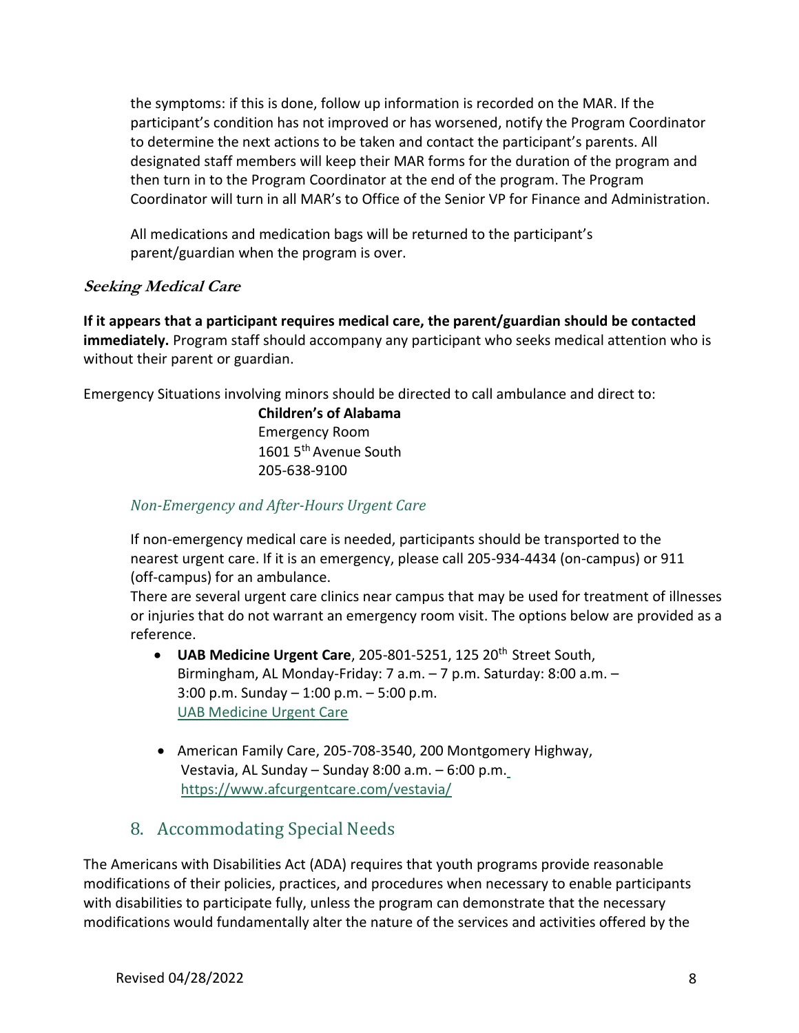the symptoms: if this is done, follow up information is recorded on the MAR. If the participant's condition has not improved or has worsened, notify the Program Coordinator to determine the next actions to be taken and contact the participant's parents. All designated staff members will keep their MAR forms for the duration of the program and then turn in to the Program Coordinator at the end of the program. The Program Coordinator will turn in all MAR's to Office of the Senior VP for Finance and Administration.

All medications and medication bags will be returned to the participant's parent/guardian when the program is over.

### *Seeking Medical Care*

**If it appears that a participant requires medical care, the parent/guardian should be contacted immediately.** Program staff should accompany any participant who seeks medical attention who is without their parent or guardian.

Emergency Situations involving minors should be directed to call ambulance and direct to:

**Children's of Alabama**
Emergency Room
1601 5th Avenue South
205-638-9100

#### *Non-Emergency and After-Hours Urgent Care*

If non-emergency medical care is needed, participants should be transported to the nearest urgent care. If it is an emergency, please call 205-934-4434 (on-campus) or 911 (off-campus) for an ambulance.
There are several urgent care clinics near campus that may be used for treatment of illnesses or injuries that do not warrant an emergency room visit. The options below are provided as a reference.

- **UAB Medicine Urgent Care**, 205-801-5251, 125 20th Street South, Birmingham, AL Monday-Friday: 7 a.m. – 7 p.m. Saturday: 8:00 a.m. – 3:00 p.m. Sunday – 1:00 p.m. – 5:00 p.m.
  UAB Medicine Urgent Care

- American Family Care, 205-708-3540, 200 Montgomery Highway, Vestavia, AL Sunday – Sunday 8:00 a.m. – 6:00 p.m.
  https://www.afcurgentcare.com/vestavia/

## 8. Accommodating Special Needs

The Americans with Disabilities Act (ADA) requires that youth programs provide reasonable modifications of their policies, practices, and procedures when necessary to enable participants with disabilities to participate fully, unless the program can demonstrate that the necessary modifications would fundamentally alter the nature of the services and activities offered by the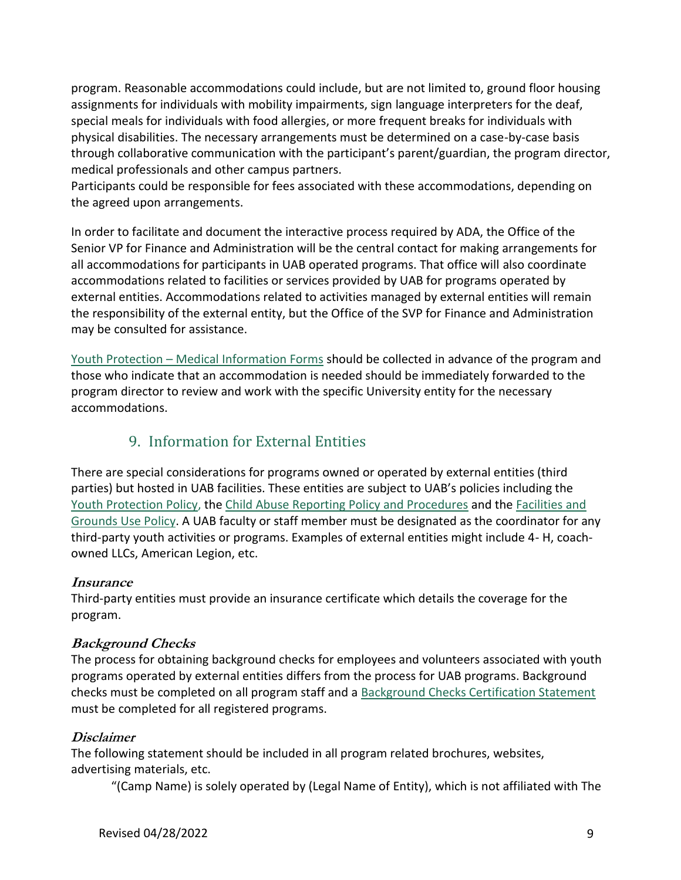program. Reasonable accommodations could include, but are not limited to, ground floor housing assignments for individuals with mobility impairments, sign language interpreters for the deaf, special meals for individuals with food allergies, or more frequent breaks for individuals with physical disabilities. The necessary arrangements must be determined on a case-by-case basis through collaborative communication with the participant's parent/guardian, the program director, medical professionals and other campus partners.
Participants could be responsible for fees associated with these accommodations, depending on the agreed upon arrangements.

In order to facilitate and document the interactive process required by ADA, the Office of the Senior VP for Finance and Administration will be the central contact for making arrangements for all accommodations for participants in UAB operated programs. That office will also coordinate accommodations related to facilities or services provided by UAB for programs operated by external entities. Accommodations related to activities managed by external entities will remain the responsibility of the external entity, but the Office of the SVP for Finance and Administration may be consulted for assistance.

Youth Protection – Medical Information Forms should be collected in advance of the program and those who indicate that an accommodation is needed should be immediately forwarded to the program director to review and work with the specific University entity for the necessary accommodations.

## 9. Information for External Entities

There are special considerations for programs owned or operated by external entities (third parties) but hosted in UAB facilities. These entities are subject to UAB's policies including the Youth Protection Policy, the Child Abuse Reporting Policy and Procedures and the Facilities and Grounds Use Policy. A UAB faculty or staff member must be designated as the coordinator for any third-party youth activities or programs. Examples of external entities might include 4- H, coach-owned LLCs, American Legion, etc.

### *Insurance*

Third-party entities must provide an insurance certificate which details the coverage for the program.

### *Background Checks*

The process for obtaining background checks for employees and volunteers associated with youth programs operated by external entities differs from the process for UAB programs. Background checks must be completed on all program staff and a Background Checks Certification Statement must be completed for all registered programs.

### *Disclaimer*

The following statement should be included in all program related brochures, websites, advertising materials, etc.

"(Camp Name) is solely operated by (Legal Name of Entity), which is not affiliated with The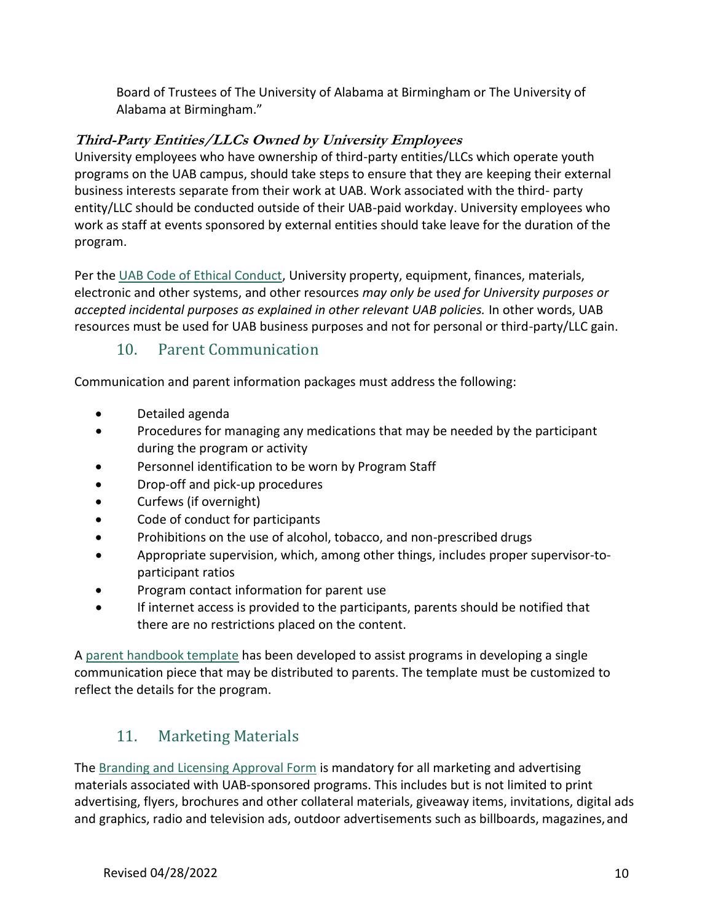Board of Trustees of The University of Alabama at Birmingham or The University of Alabama at Birmingham."

### *Third-Party Entities/LLCs Owned by University Employees*

University employees who have ownership of third-party entities/LLCs which operate youth programs on the UAB campus, should take steps to ensure that they are keeping their external business interests separate from their work at UAB. Work associated with the third- party entity/LLC should be conducted outside of their UAB-paid workday. University employees who work as staff at events sponsored by external entities should take leave for the duration of the program.

Per the UAB Code of Ethical Conduct, University property, equipment, finances, materials, electronic and other systems, and other resources *may only be used for University purposes or accepted incidental purposes as explained in other relevant UAB policies.* In other words, UAB resources must be used for UAB business purposes and not for personal or third-party/LLC gain.

## 10. Parent Communication

Communication and parent information packages must address the following:

- Detailed agenda
- Procedures for managing any medications that may be needed by the participant during the program or activity
- Personnel identification to be worn by Program Staff
- Drop-off and pick-up procedures
- Curfews (if overnight)
- Code of conduct for participants
- Prohibitions on the use of alcohol, tobacco, and non-prescribed drugs
- Appropriate supervision, which, among other things, includes proper supervisor-to-participant ratios
- Program contact information for parent use
- If internet access is provided to the participants, parents should be notified that there are no restrictions placed on the content.

A parent handbook template has been developed to assist programs in developing a single communication piece that may be distributed to parents. The template must be customized to reflect the details for the program.

## 11. Marketing Materials

The Branding and Licensing Approval Form is mandatory for all marketing and advertising materials associated with UAB-sponsored programs. This includes but is not limited to print advertising, flyers, brochures and other collateral materials, giveaway items, invitations, digital ads and graphics, radio and television ads, outdoor advertisements such as billboards, magazines, and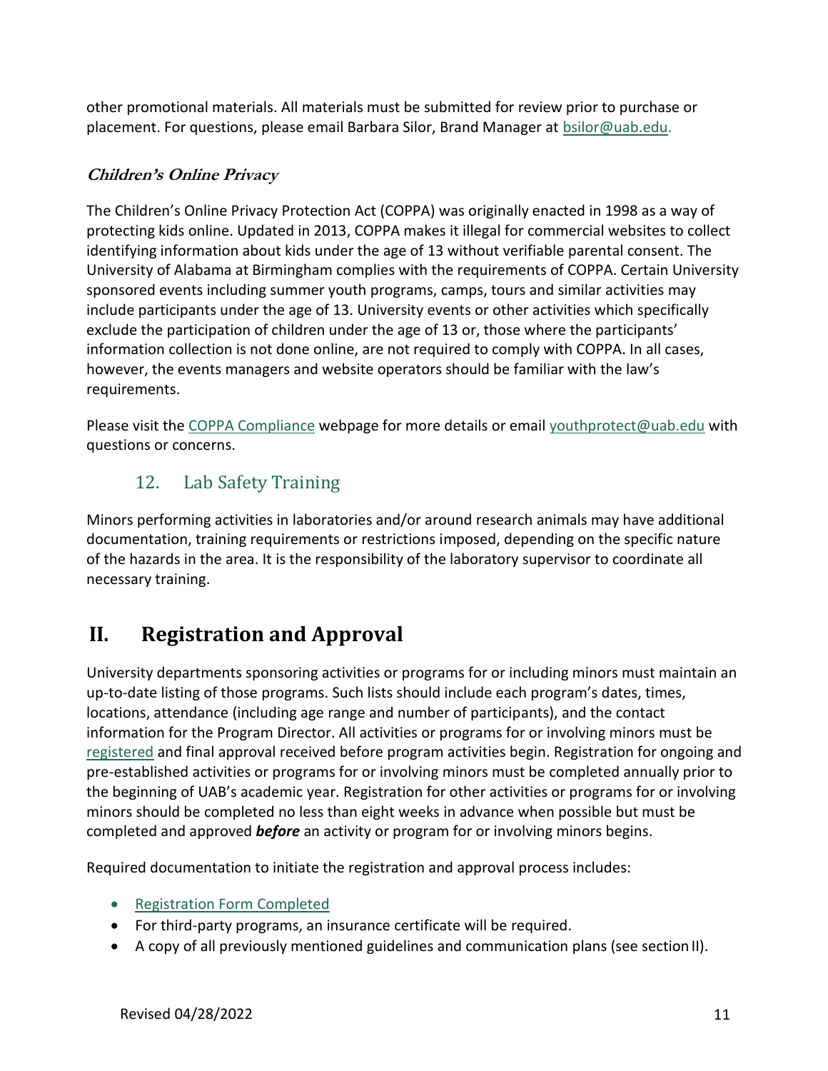other promotional materials. All materials must be submitted for review prior to purchase or placement. For questions, please email Barbara Silor, Brand Manager at bsilor@uab.edu.

***Children's Online Privacy***

The Children's Online Privacy Protection Act (COPPA) was originally enacted in 1998 as a way of protecting kids online. Updated in 2013, COPPA makes it illegal for commercial websites to collect identifying information about kids under the age of 13 without verifiable parental consent. The University of Alabama at Birmingham complies with the requirements of COPPA. Certain University sponsored events including summer youth programs, camps, tours and similar activities may include participants under the age of 13. University events or other activities which specifically exclude the participation of children under the age of 13 or, those where the participants' information collection is not done online, are not required to comply with COPPA. In all cases, however, the events managers and website operators should be familiar with the law's requirements.

Please visit the COPPA Compliance webpage for more details or email youthprotect@uab.edu with questions or concerns.

### 12. Lab Safety Training

Minors performing activities in laboratories and/or around research animals may have additional documentation, training requirements or restrictions imposed, depending on the specific nature of the hazards in the area. It is the responsibility of the laboratory supervisor to coordinate all necessary training.

## II. Registration and Approval

University departments sponsoring activities or programs for or including minors must maintain an up-to-date listing of those programs. Such lists should include each program's dates, times, locations, attendance (including age range and number of participants), and the contact information for the Program Director. All activities or programs for or involving minors must be registered and final approval received before program activities begin. Registration for ongoing and pre-established activities or programs for or involving minors must be completed annually prior to the beginning of UAB's academic year. Registration for other activities or programs for or involving minors should be completed no less than eight weeks in advance when possible but must be completed and approved ***before*** an activity or program for or involving minors begins.

Required documentation to initiate the registration and approval process includes:

- Registration Form Completed
- For third-party programs, an insurance certificate will be required.
- A copy of all previously mentioned guidelines and communication plans (see section II).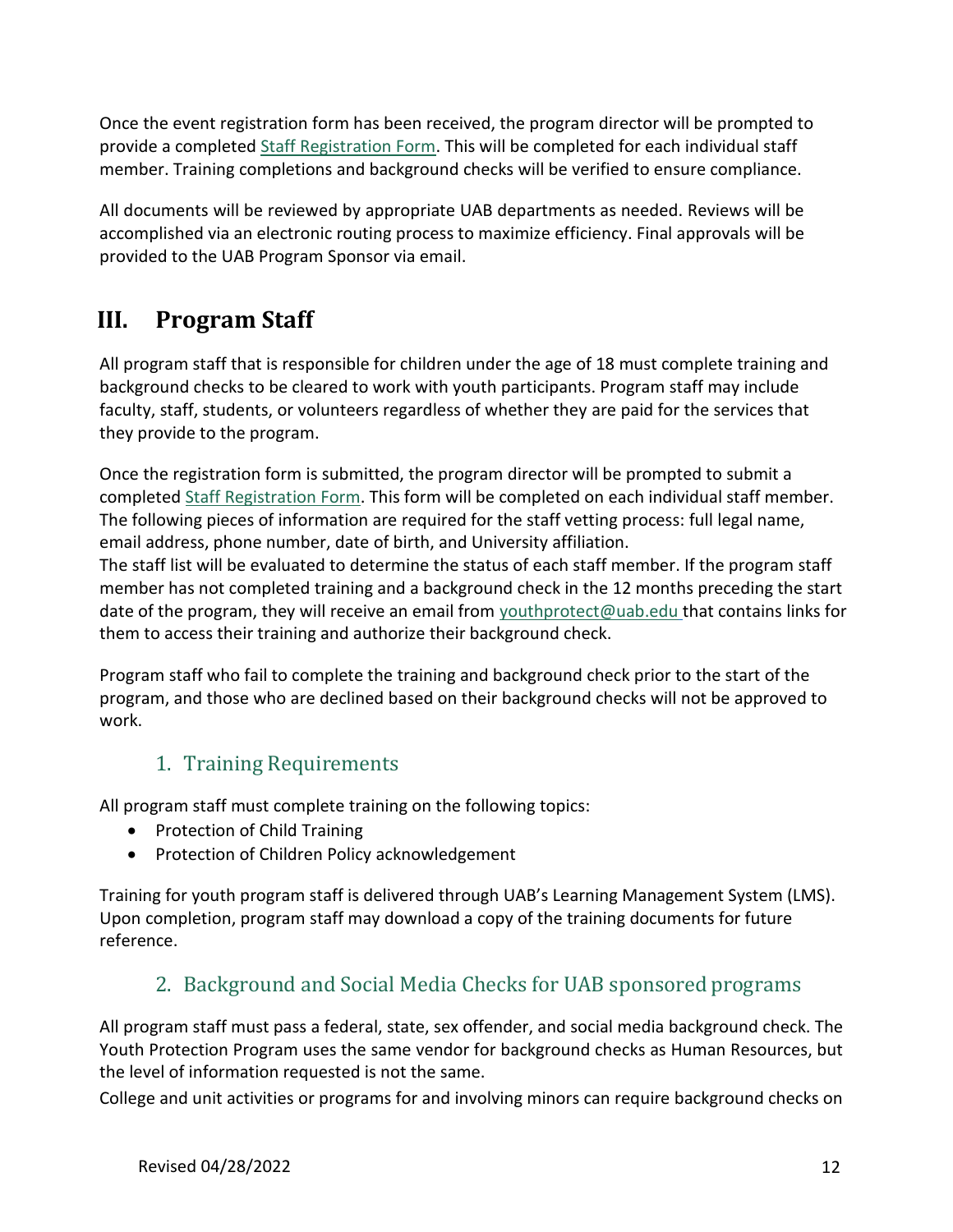Once the event registration form has been received, the program director will be prompted to provide a completed Staff Registration Form. This will be completed for each individual staff member. Training completions and background checks will be verified to ensure compliance.

All documents will be reviewed by appropriate UAB departments as needed. Reviews will be accomplished via an electronic routing process to maximize efficiency. Final approvals will be provided to the UAB Program Sponsor via email.

# III. Program Staff

All program staff that is responsible for children under the age of 18 must complete training and background checks to be cleared to work with youth participants. Program staff may include faculty, staff, students, or volunteers regardless of whether they are paid for the services that they provide to the program.

Once the registration form is submitted, the program director will be prompted to submit a completed Staff Registration Form. This form will be completed on each individual staff member. The following pieces of information are required for the staff vetting process: full legal name, email address, phone number, date of birth, and University affiliation.
The staff list will be evaluated to determine the status of each staff member. If the program staff member has not completed training and a background check in the 12 months preceding the start date of the program, they will receive an email from youthprotect@uab.edu that contains links for them to access their training and authorize their background check.

Program staff who fail to complete the training and background check prior to the start of the program, and those who are declined based on their background checks will not be approved to work.

## 1. Training Requirements

All program staff must complete training on the following topics:

- Protection of Child Training
- Protection of Children Policy acknowledgement

Training for youth program staff is delivered through UAB's Learning Management System (LMS). Upon completion, program staff may download a copy of the training documents for future reference.

## 2. Background and Social Media Checks for UAB sponsored programs

All program staff must pass a federal, state, sex offender, and social media background check. The Youth Protection Program uses the same vendor for background checks as Human Resources, but the level of information requested is not the same.
College and unit activities or programs for and involving minors can require background checks on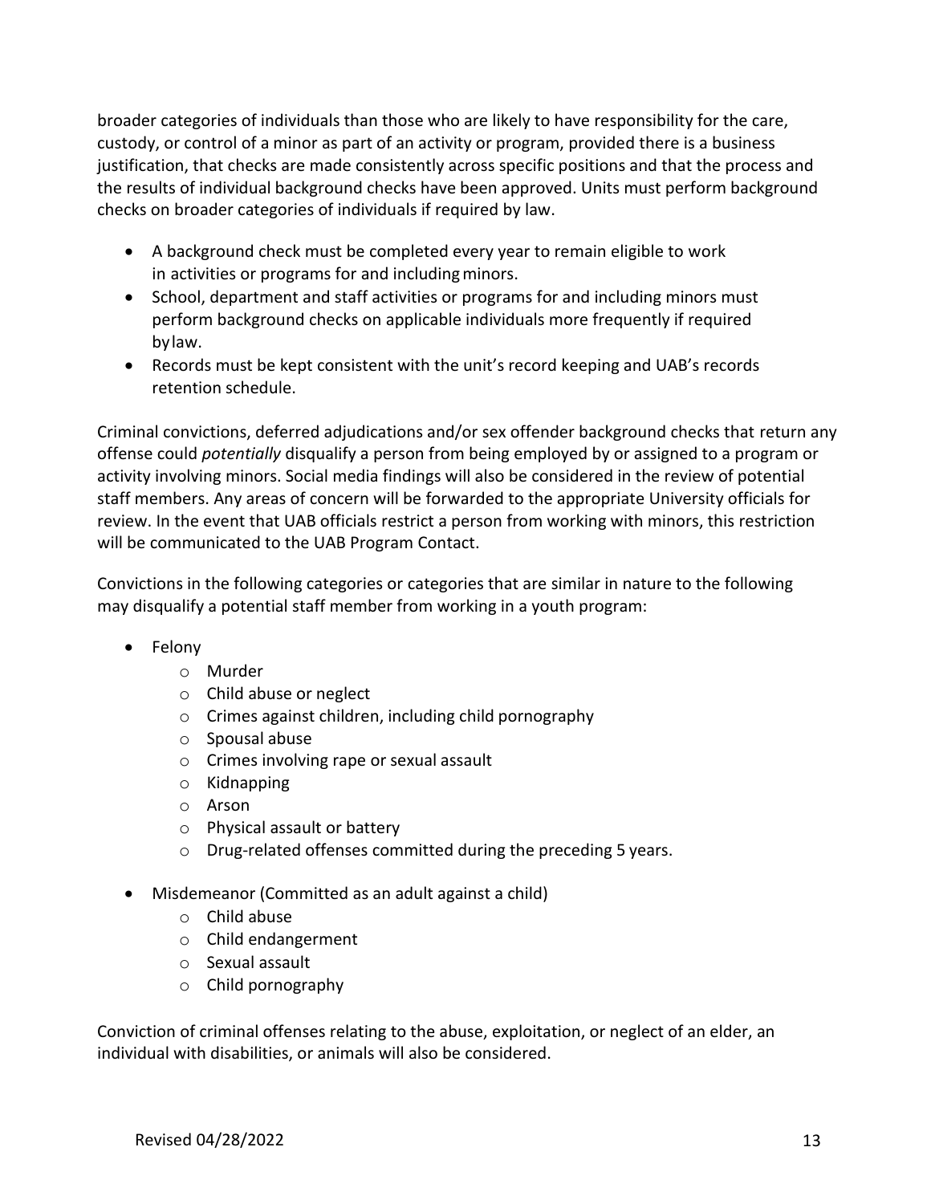broader categories of individuals than those who are likely to have responsibility for the care, custody, or control of a minor as part of an activity or program, provided there is a business justification, that checks are made consistently across specific positions and that the process and the results of individual background checks have been approved. Units must perform background checks on broader categories of individuals if required by law.

- A background check must be completed every year to remain eligible to work in activities or programs for and including minors.
- School, department and staff activities or programs for and including minors must perform background checks on applicable individuals more frequently if required by law.
- Records must be kept consistent with the unit's record keeping and UAB's records retention schedule.

Criminal convictions, deferred adjudications and/or sex offender background checks that return any offense could *potentially* disqualify a person from being employed by or assigned to a program or activity involving minors. Social media findings will also be considered in the review of potential staff members. Any areas of concern will be forwarded to the appropriate University officials for review. In the event that UAB officials restrict a person from working with minors, this restriction will be communicated to the UAB Program Contact.

Convictions in the following categories or categories that are similar in nature to the following may disqualify a potential staff member from working in a youth program:

- Felony
  - Murder
  - Child abuse or neglect
  - Crimes against children, including child pornography
  - Spousal abuse
  - Crimes involving rape or sexual assault
  - Kidnapping
  - Arson
  - Physical assault or battery
  - Drug-related offenses committed during the preceding 5 years.
- Misdemeanor (Committed as an adult against a child)
  - Child abuse
  - Child endangerment
  - Sexual assault
  - Child pornography

Conviction of criminal offenses relating to the abuse, exploitation, or neglect of an elder, an individual with disabilities, or animals will also be considered.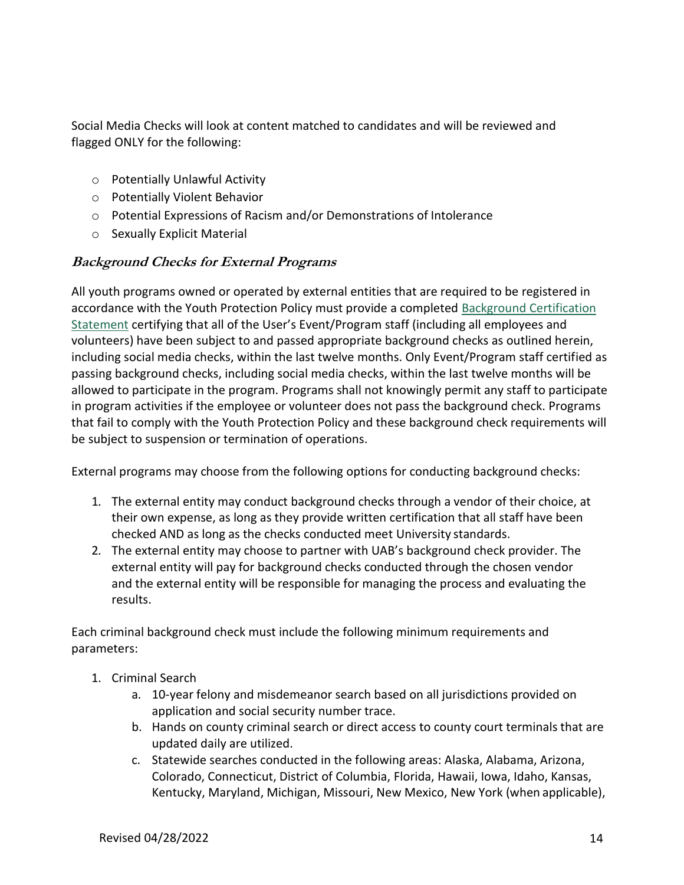Social Media Checks will look at content matched to candidates and will be reviewed and flagged ONLY for the following:

- Potentially Unlawful Activity
- Potentially Violent Behavior
- Potential Expressions of Racism and/or Demonstrations of Intolerance
- Sexually Explicit Material

### *Background Checks for External Programs*

All youth programs owned or operated by external entities that are required to be registered in accordance with the Youth Protection Policy must provide a completed [Background Certification Statement]() certifying that all of the User's Event/Program staff (including all employees and volunteers) have been subject to and passed appropriate background checks as outlined herein, including social media checks, within the last twelve months. Only Event/Program staff certified as passing background checks, including social media checks, within the last twelve months will be allowed to participate in the program. Programs shall not knowingly permit any staff to participate in program activities if the employee or volunteer does not pass the background check. Programs that fail to comply with the Youth Protection Policy and these background check requirements will be subject to suspension or termination of operations.

External programs may choose from the following options for conducting background checks:

1. The external entity may conduct background checks through a vendor of their choice, at their own expense, as long as they provide written certification that all staff have been checked AND as long as the checks conducted meet University standards.
2. The external entity may choose to partner with UAB's background check provider. The external entity will pay for background checks conducted through the chosen vendor and the external entity will be responsible for managing the process and evaluating the results.

Each criminal background check must include the following minimum requirements and parameters:

1. Criminal Search
    a. 10-year felony and misdemeanor search based on all jurisdictions provided on application and social security number trace.
    b. Hands on county criminal search or direct access to county court terminals that are updated daily are utilized.
    c. Statewide searches conducted in the following areas: Alaska, Alabama, Arizona, Colorado, Connecticut, District of Columbia, Florida, Hawaii, Iowa, Idaho, Kansas, Kentucky, Maryland, Michigan, Missouri, New Mexico, New York (when applicable),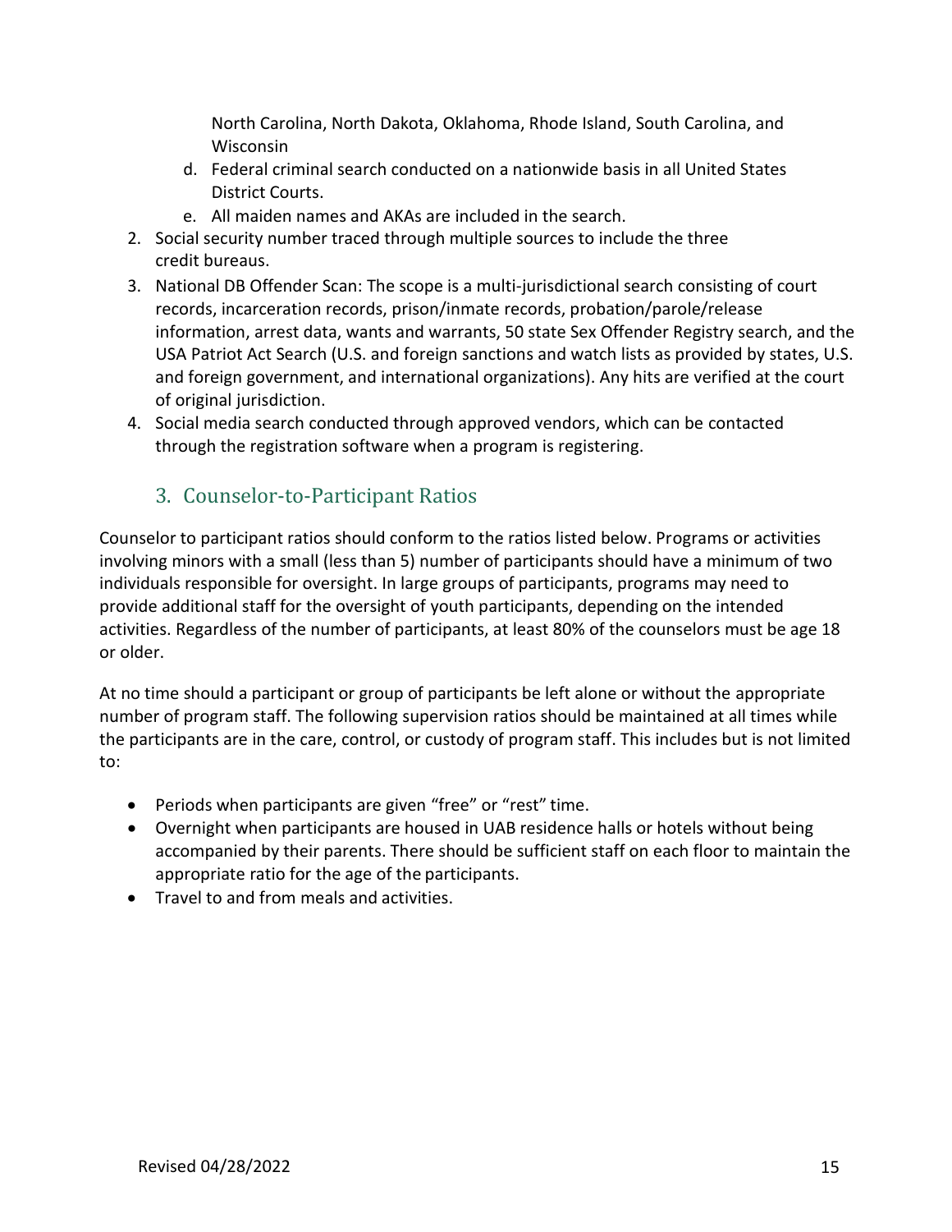North Carolina, North Dakota, Oklahoma, Rhode Island, South Carolina, and Wisconsin

   d. Federal criminal search conducted on a nationwide basis in all United States District Courts.
   e. All maiden names and AKAs are included in the search.

2. Social security number traced through multiple sources to include the three credit bureaus.
3. National DB Offender Scan: The scope is a multi-jurisdictional search consisting of court records, incarceration records, prison/inmate records, probation/parole/release information, arrest data, wants and warrants, 50 state Sex Offender Registry search, and the USA Patriot Act Search (U.S. and foreign sanctions and watch lists as provided by states, U.S. and foreign government, and international organizations). Any hits are verified at the court of original jurisdiction.
4. Social media search conducted through approved vendors, which can be contacted through the registration software when a program is registering.

## 3. Counselor-to-Participant Ratios

Counselor to participant ratios should conform to the ratios listed below. Programs or activities involving minors with a small (less than 5) number of participants should have a minimum of two individuals responsible for oversight. In large groups of participants, programs may need to provide additional staff for the oversight of youth participants, depending on the intended activities. Regardless of the number of participants, at least 80% of the counselors must be age 18 or older.

At no time should a participant or group of participants be left alone or without the appropriate number of program staff. The following supervision ratios should be maintained at all times while the participants are in the care, control, or custody of program staff. This includes but is not limited to:

- Periods when participants are given "free" or "rest" time.
- Overnight when participants are housed in UAB residence halls or hotels without being accompanied by their parents. There should be sufficient staff on each floor to maintain the appropriate ratio for the age of the participants.
- Travel to and from meals and activities.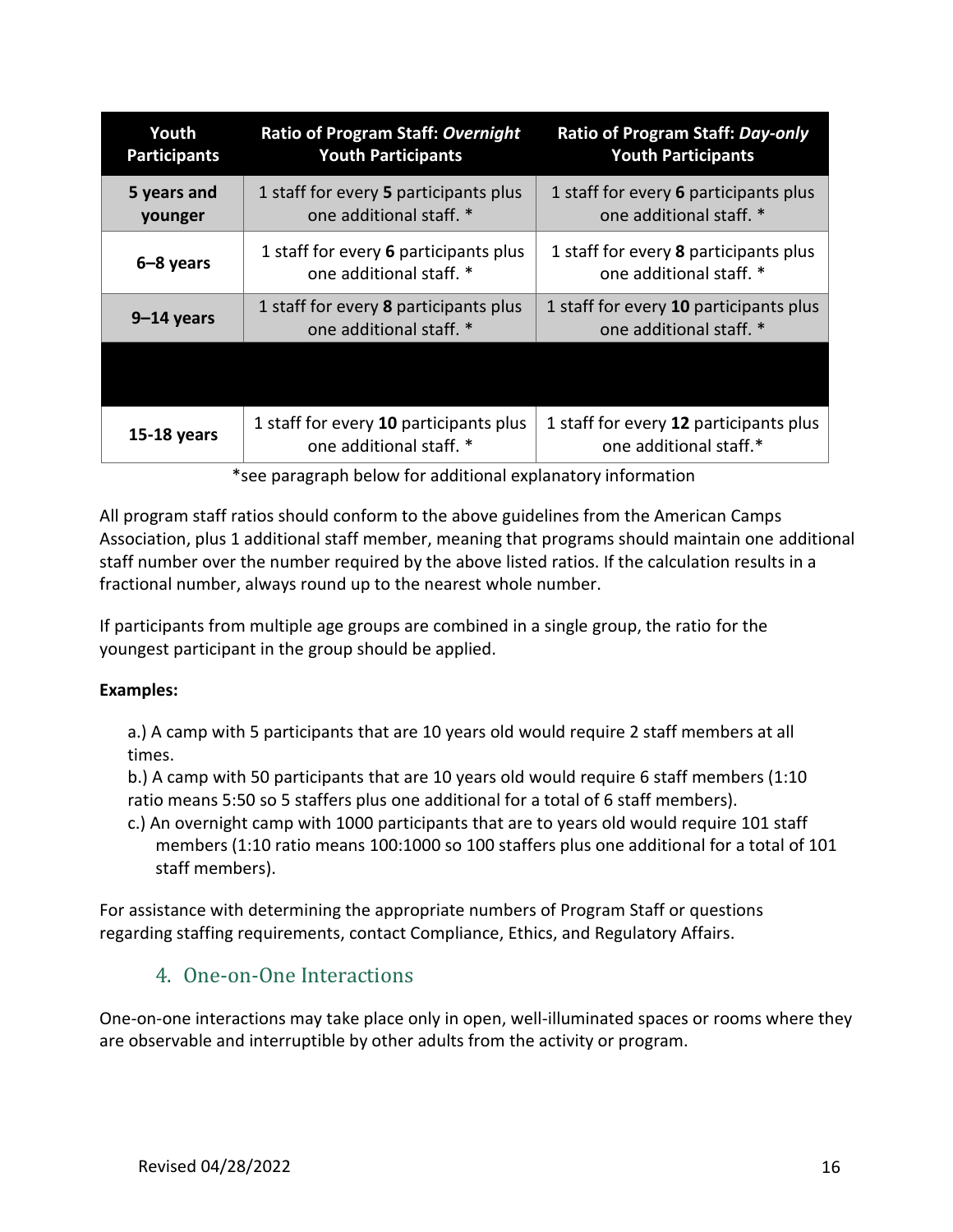| Youth Participants | Ratio of Program Staff: *Overnight* Youth Participants | Ratio of Program Staff: *Day-only* Youth Participants |
|---|---|---|
| **5 years and younger** | 1 staff for every **5** participants plus one additional staff. * | 1 staff for every **6** participants plus one additional staff. * |
| **6–8 years** | 1 staff for every **6** participants plus one additional staff. * | 1 staff for every **8** participants plus one additional staff. * |
| **9–14 years** | 1 staff for every **8** participants plus one additional staff. * | 1 staff for every **10** participants plus one additional staff. * |
| | | |
| **15-18 years** | 1 staff for every **10** participants plus one additional staff. * | 1 staff for every **12** participants plus one additional staff.* |

*see paragraph below for additional explanatory information

All program staff ratios should conform to the above guidelines from the American Camps Association, plus 1 additional staff member, meaning that programs should maintain one additional staff number over the number required by the above listed ratios. If the calculation results in a fractional number, always round up to the nearest whole number.

If participants from multiple age groups are combined in a single group, the ratio for the youngest participant in the group should be applied.

**Examples:**

a.) A camp with 5 participants that are 10 years old would require 2 staff members at all times.

b.) A camp with 50 participants that are 10 years old would require 6 staff members (1:10 ratio means 5:50 so 5 staffers plus one additional for a total of 6 staff members).

c.) An overnight camp with 1000 participants that are to years old would require 101 staff members (1:10 ratio means 100:1000 so 100 staffers plus one additional for a total of 101 staff members).

For assistance with determining the appropriate numbers of Program Staff or questions regarding staffing requirements, contact Compliance, Ethics, and Regulatory Affairs.

## 4. One-on-One Interactions

One-on-one interactions may take place only in open, well-illuminated spaces or rooms where they are observable and interruptible by other adults from the activity or program.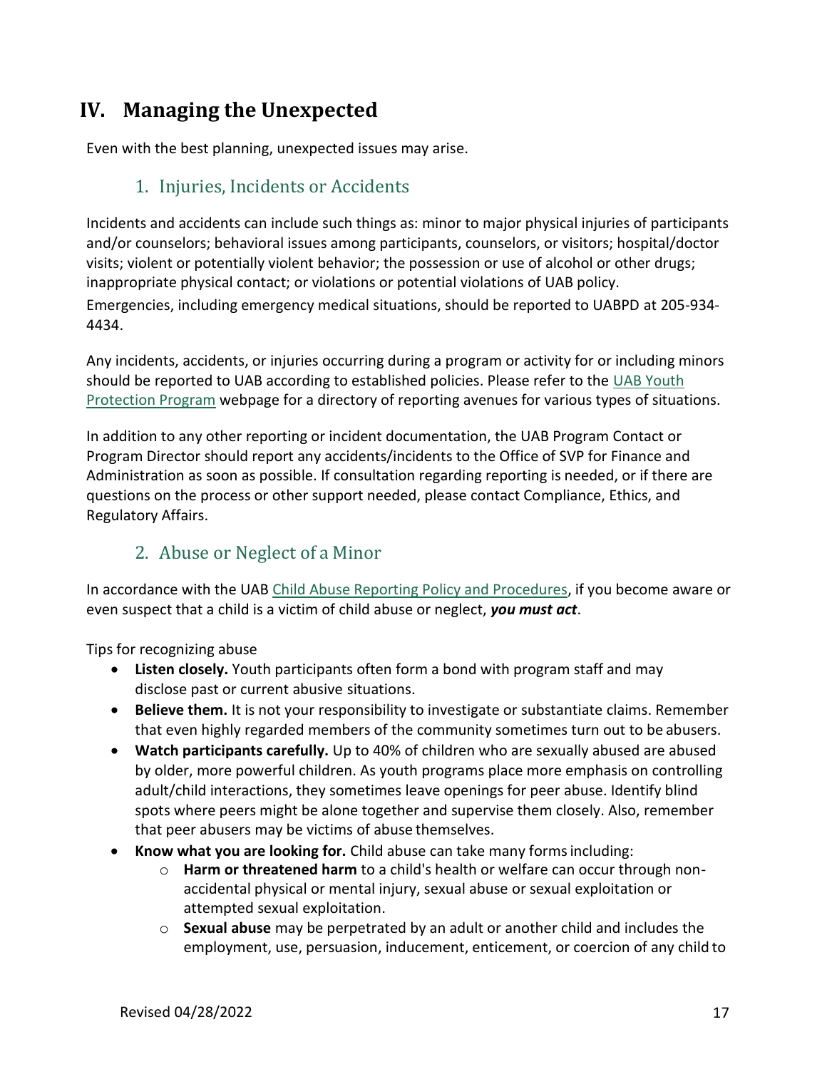# IV. Managing the Unexpected

Even with the best planning, unexpected issues may arise.

## 1. Injuries, Incidents or Accidents

Incidents and accidents can include such things as: minor to major physical injuries of participants and/or counselors; behavioral issues among participants, counselors, or visitors; hospital/doctor visits; violent or potentially violent behavior; the possession or use of alcohol or other drugs; inappropriate physical contact; or violations or potential violations of UAB policy.
Emergencies, including emergency medical situations, should be reported to UABPD at 205-934-4434.

Any incidents, accidents, or injuries occurring during a program or activity for or including minors should be reported to UAB according to established policies. Please refer to the UAB Youth Protection Program webpage for a directory of reporting avenues for various types of situations.

In addition to any other reporting or incident documentation, the UAB Program Contact or Program Director should report any accidents/incidents to the Office of SVP for Finance and Administration as soon as possible. If consultation regarding reporting is needed, or if there are questions on the process or other support needed, please contact Compliance, Ethics, and Regulatory Affairs.

## 2. Abuse or Neglect of a Minor

In accordance with the UAB Child Abuse Reporting Policy and Procedures, if you become aware or even suspect that a child is a victim of child abuse or neglect, ***you must act***.

Tips for recognizing abuse

- **Listen closely.** Youth participants often form a bond with program staff and may disclose past or current abusive situations.
- **Believe them.** It is not your responsibility to investigate or substantiate claims. Remember that even highly regarded members of the community sometimes turn out to be abusers.
- **Watch participants carefully.** Up to 40% of children who are sexually abused are abused by older, more powerful children. As youth programs place more emphasis on controlling adult/child interactions, they sometimes leave openings for peer abuse. Identify blind spots where peers might be alone together and supervise them closely. Also, remember that peer abusers may be victims of abuse themselves.
- **Know what you are looking for.** Child abuse can take many forms including:
  - **Harm or threatened harm** to a child's health or welfare can occur through non-accidental physical or mental injury, sexual abuse or sexual exploitation or attempted sexual exploitation.
  - **Sexual abuse** may be perpetrated by an adult or another child and includes the employment, use, persuasion, inducement, enticement, or coercion of any child to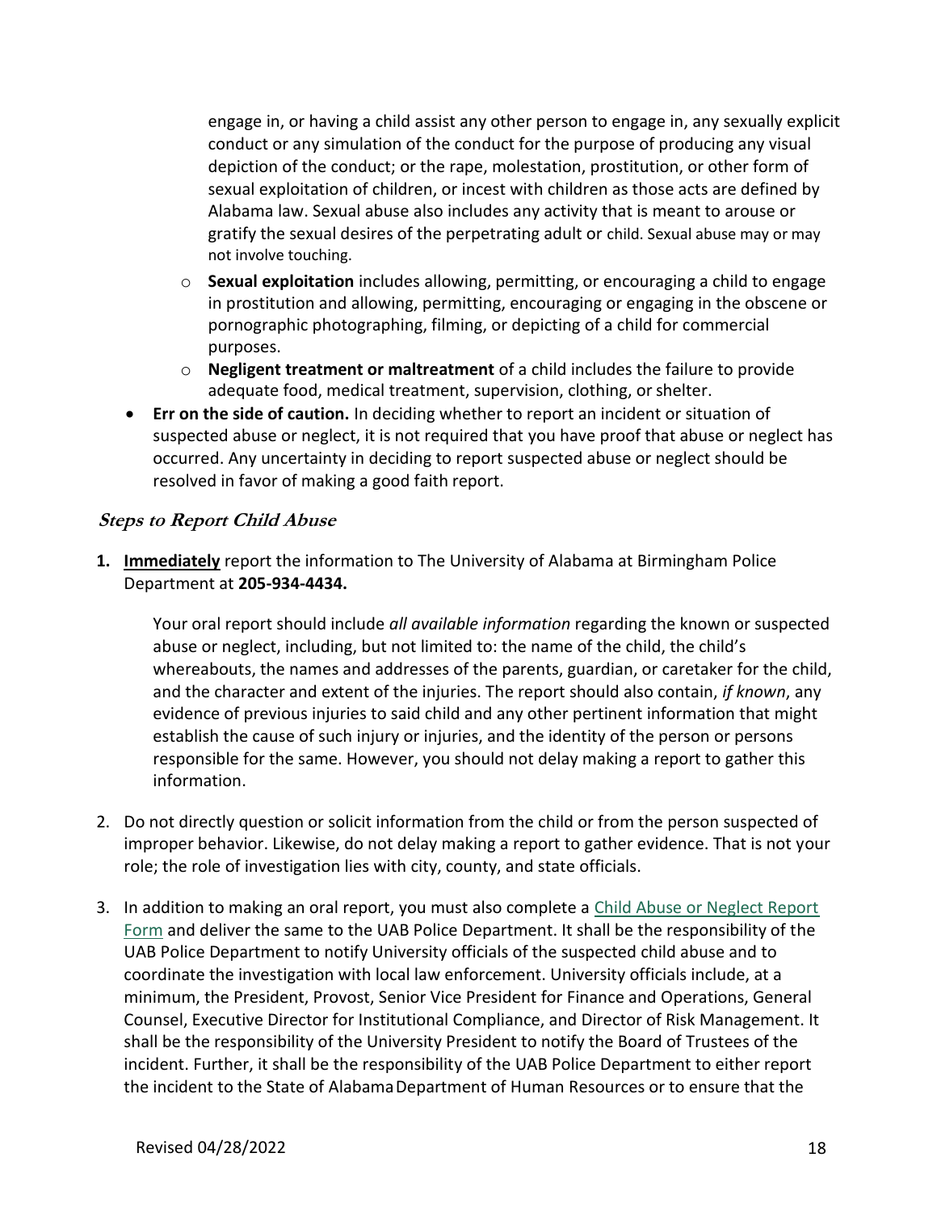engage in, or having a child assist any other person to engage in, any sexually explicit conduct or any simulation of the conduct for the purpose of producing any visual depiction of the conduct; or the rape, molestation, prostitution, or other form of sexual exploitation of children, or incest with children as those acts are defined by Alabama law. Sexual abuse also includes any activity that is meant to arouse or gratify the sexual desires of the perpetrating adult or child. Sexual abuse may or may not involve touching.

  - **Sexual exploitation** includes allowing, permitting, or encouraging a child to engage in prostitution and allowing, permitting, encouraging or engaging in the obscene or pornographic photographing, filming, or depicting of a child for commercial purposes.
  - **Negligent treatment or maltreatment** of a child includes the failure to provide adequate food, medical treatment, supervision, clothing, or shelter.

- **Err on the side of caution.** In deciding whether to report an incident or situation of suspected abuse or neglect, it is not required that you have proof that abuse or neglect has occurred. Any uncertainty in deciding to report suspected abuse or neglect should be resolved in favor of making a good faith report.

### *Steps to Report Child Abuse*

1. **Immediately** report the information to The University of Alabama at Birmingham Police Department at **205-934-4434.**

   Your oral report should include *all available information* regarding the known or suspected abuse or neglect, including, but not limited to: the name of the child, the child's whereabouts, the names and addresses of the parents, guardian, or caretaker for the child, and the character and extent of the injuries. The report should also contain, *if known*, any evidence of previous injuries to said child and any other pertinent information that might establish the cause of such injury or injuries, and the identity of the person or persons responsible for the same. However, you should not delay making a report to gather this information.

2. Do not directly question or solicit information from the child or from the person suspected of improper behavior. Likewise, do not delay making a report to gather evidence. That is not your role; the role of investigation lies with city, county, and state officials.

3. In addition to making an oral report, you must also complete a Child Abuse or Neglect Report Form and deliver the same to the UAB Police Department. It shall be the responsibility of the UAB Police Department to notify University officials of the suspected child abuse and to coordinate the investigation with local law enforcement. University officials include, at a minimum, the President, Provost, Senior Vice President for Finance and Operations, General Counsel, Executive Director for Institutional Compliance, and Director of Risk Management. It shall be the responsibility of the University President to notify the Board of Trustees of the incident. Further, it shall be the responsibility of the UAB Police Department to either report the incident to the State of Alabama Department of Human Resources or to ensure that the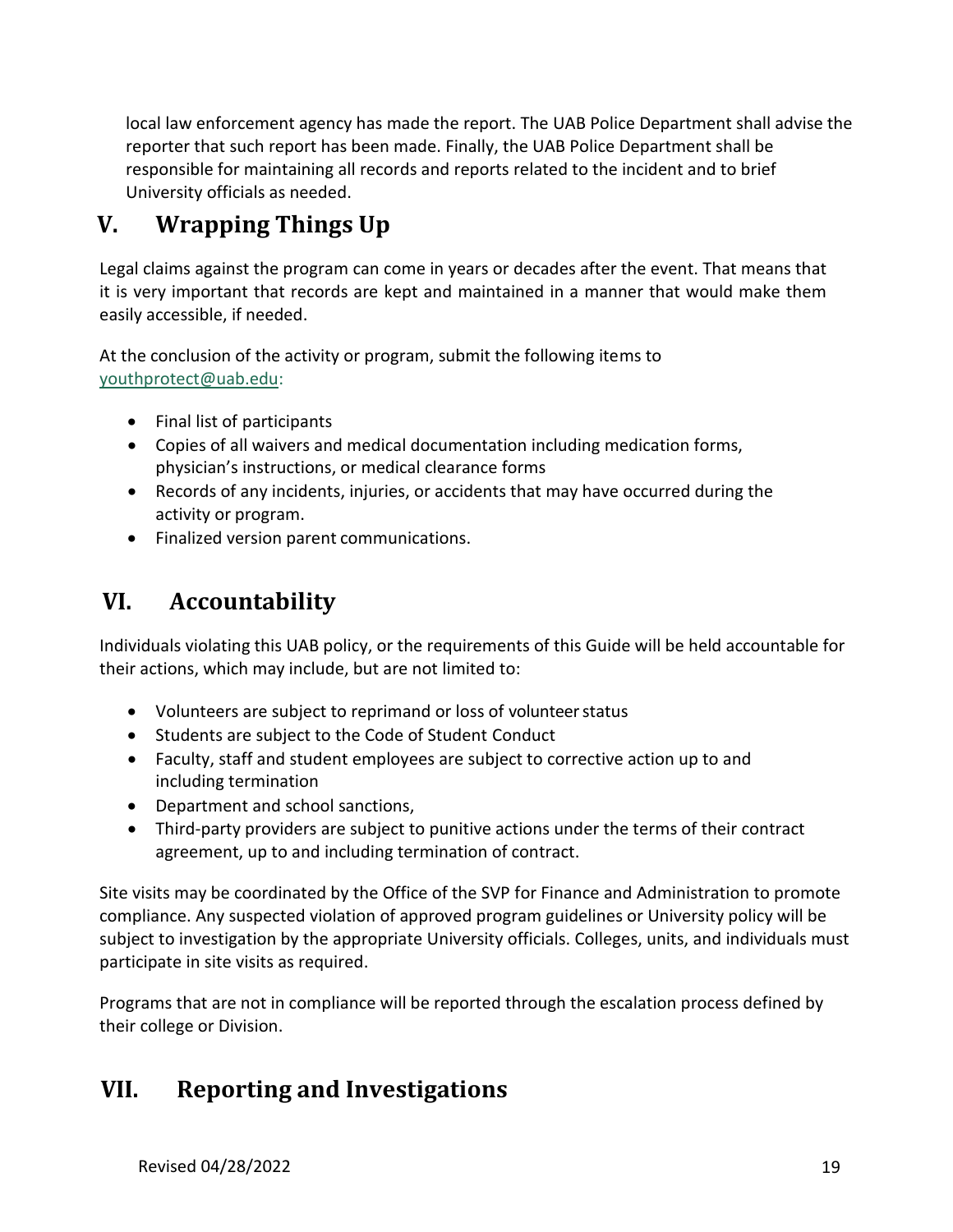local law enforcement agency has made the report. The UAB Police Department shall advise the reporter that such report has been made. Finally, the UAB Police Department shall be responsible for maintaining all records and reports related to the incident and to brief University officials as needed.

## V. Wrapping Things Up

Legal claims against the program can come in years or decades after the event. That means that it is very important that records are kept and maintained in a manner that would make them easily accessible, if needed.

At the conclusion of the activity or program, submit the following items to youthprotect@uab.edu:

- Final list of participants
- Copies of all waivers and medical documentation including medication forms, physician's instructions, or medical clearance forms
- Records of any incidents, injuries, or accidents that may have occurred during the activity or program.
- Finalized version parent communications.

## VI. Accountability

Individuals violating this UAB policy, or the requirements of this Guide will be held accountable for their actions, which may include, but are not limited to:

- Volunteers are subject to reprimand or loss of volunteer status
- Students are subject to the Code of Student Conduct
- Faculty, staff and student employees are subject to corrective action up to and including termination
- Department and school sanctions,
- Third-party providers are subject to punitive actions under the terms of their contract agreement, up to and including termination of contract.

Site visits may be coordinated by the Office of the SVP for Finance and Administration to promote compliance. Any suspected violation of approved program guidelines or University policy will be subject to investigation by the appropriate University officials. Colleges, units, and individuals must participate in site visits as required.

Programs that are not in compliance will be reported through the escalation process defined by their college or Division.

## VII. Reporting and Investigations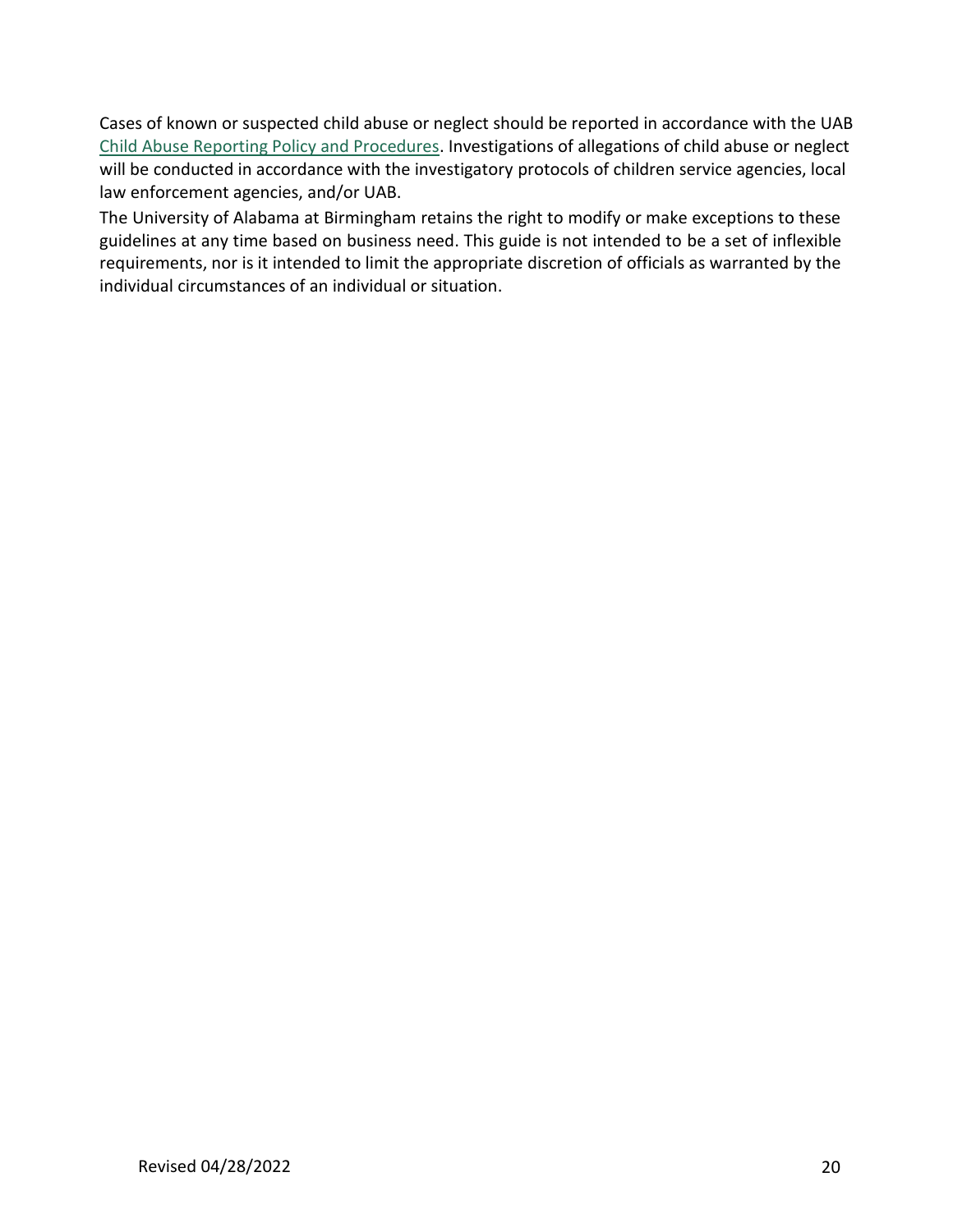Cases of known or suspected child abuse or neglect should be reported in accordance with the UAB Child Abuse Reporting Policy and Procedures. Investigations of allegations of child abuse or neglect will be conducted in accordance with the investigatory protocols of children service agencies, local law enforcement agencies, and/or UAB.

The University of Alabama at Birmingham retains the right to modify or make exceptions to these guidelines at any time based on business need. This guide is not intended to be a set of inflexible requirements, nor is it intended to limit the appropriate discretion of officials as warranted by the individual circumstances of an individual or situation.

Revised 04/28/2022